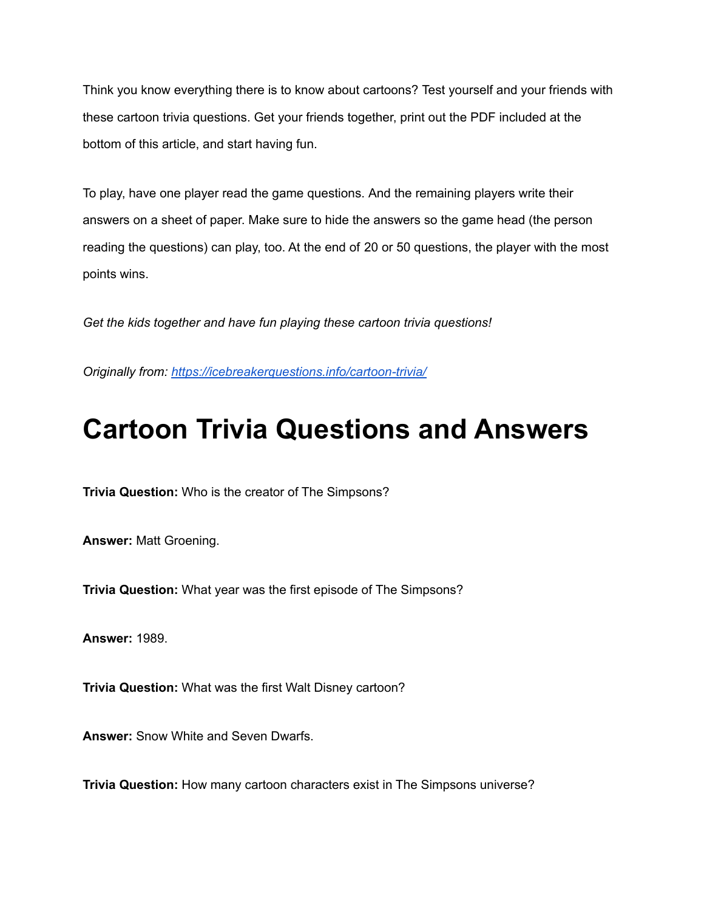Think you know everything there is to know about cartoons? Test yourself and your friends with these cartoon trivia questions. Get your friends together, print out the PDF included at the bottom of this article, and start having fun.

To play, have one player read the game questions. And the remaining players write their answers on a sheet of paper. Make sure to hide the answers so the game head (the person reading the questions) can play, too. At the end of 20 or 50 questions, the player with the most points wins.

*Get the kids together and have fun playing these cartoon trivia questions!*

*Originally from: [https://icebreakerquestions.info/cartoon-trivia/](https://icebreakerquestions.info/cartoon-trivia/)*

# Cartoon Trivia Questions and Answers

**Trivia Question:** Who is the creator of The Simpsons?

**Answer:** Matt Groening.

**Trivia Question:** What year was the first episode of The Simpsons?

**Answer:** 1989.

**Trivia Question:** What was the first Walt Disney cartoon?

**Answer:** Snow White and Seven Dwarfs.

**Trivia Question:** How many cartoon characters exist in The Simpsons universe?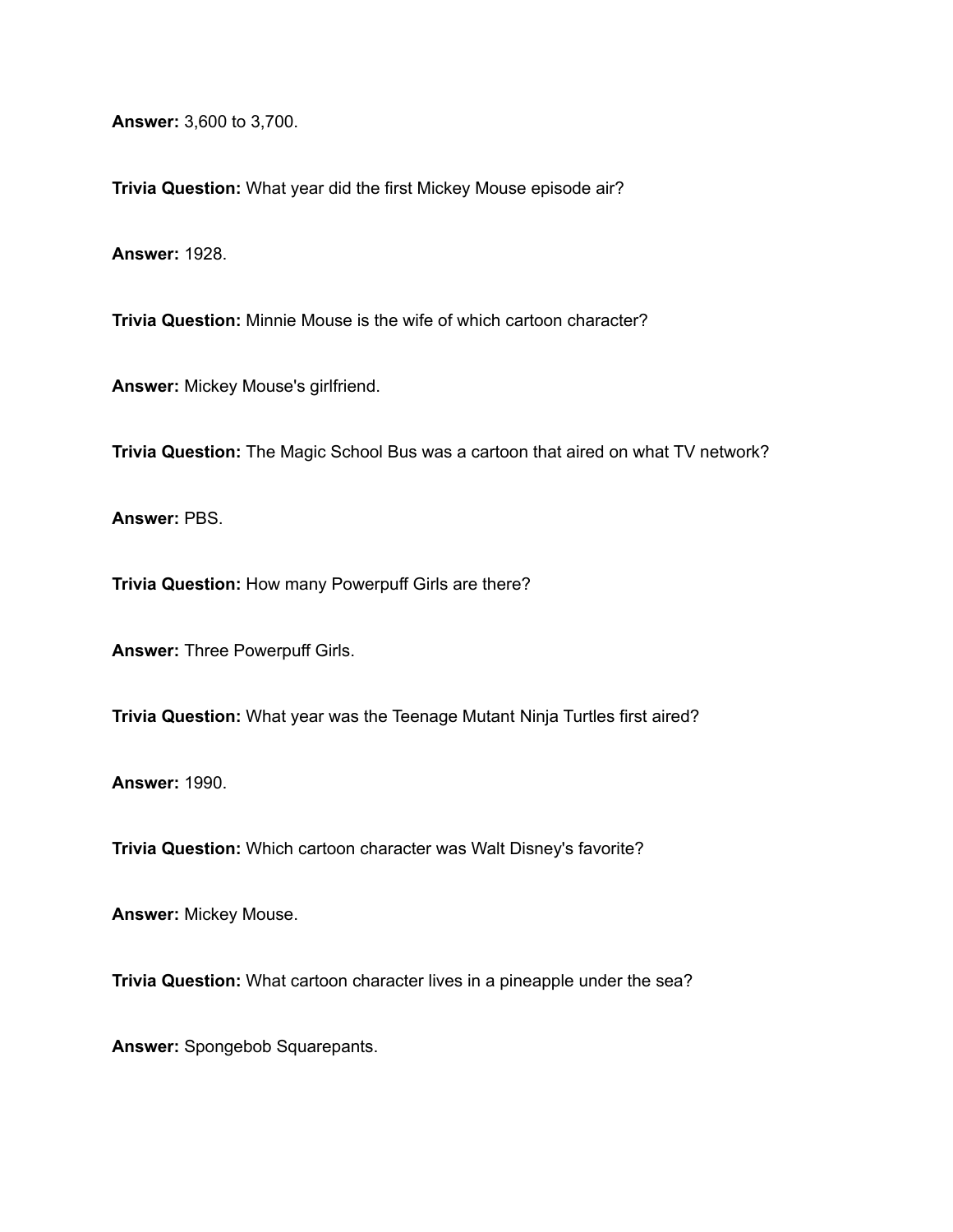**Answer:** 3,600 to 3,700.

**Trivia Question:** What year did the first Mickey Mouse episode air?

**Answer:** 1928.

**Trivia Question:** Minnie Mouse is the wife of which cartoon character?

**Answer:** Mickey Mouse's girlfriend.

**Trivia Question:** The Magic School Bus was a cartoon that aired on what TV network?

**Answer:** PBS.

**Trivia Question:** How many Powerpuff Girls are there?

**Answer:** Three Powerpuff Girls.

**Trivia Question:** What year was the Teenage Mutant Ninja Turtles first aired?

**Answer:** 1990.

**Trivia Question:** Which cartoon character was Walt Disney's favorite?

**Answer:** Mickey Mouse.

**Trivia Question:** What cartoon character lives in a pineapple under the sea?

**Answer:** Spongebob Squarepants.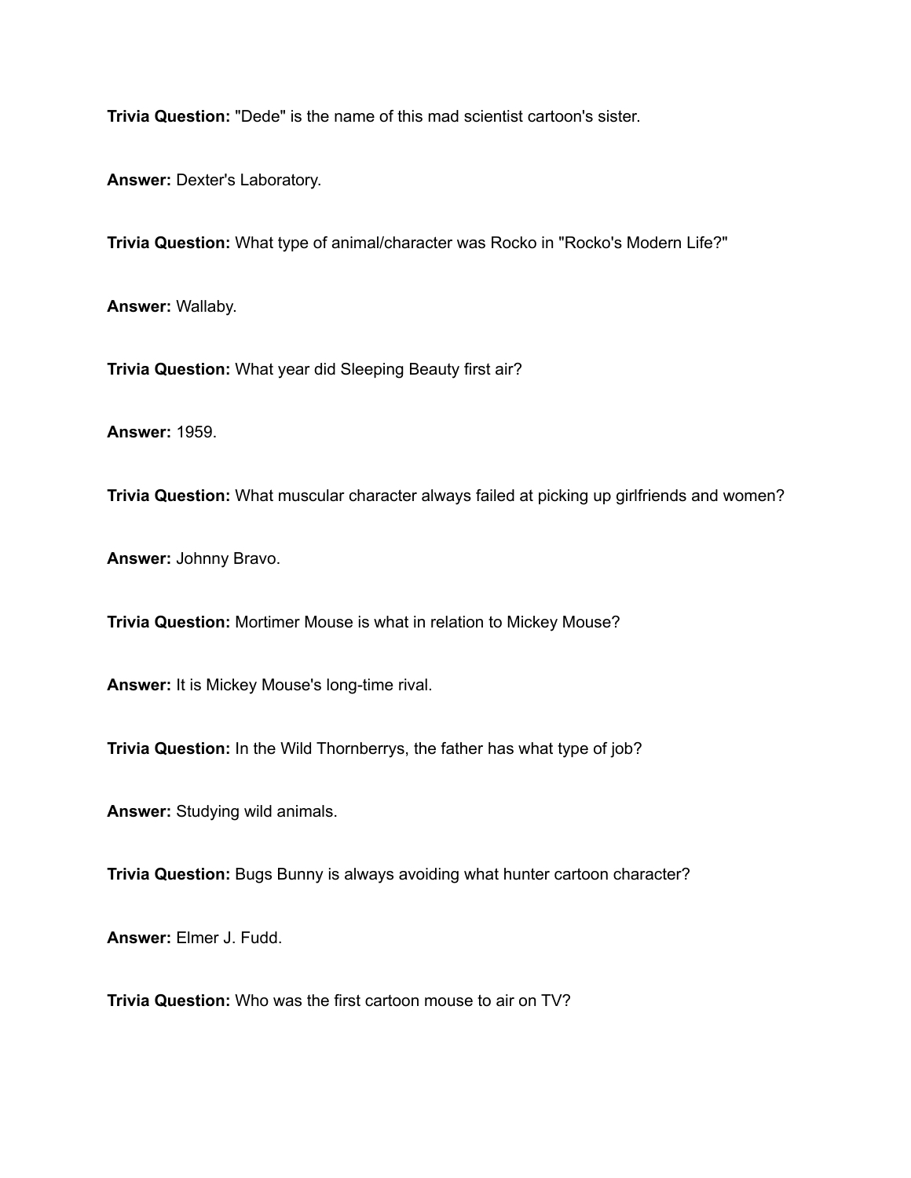**Trivia Question:** "Dede" is the name of this mad scientist cartoon's sister.

**Answer:** Dexter's Laboratory.

**Trivia Question:** What type of animal/character was Rocko in "Rocko's Modern Life?"

**Answer:** Wallaby.

**Trivia Question:** What year did Sleeping Beauty first air?

**Answer:** 1959.

**Trivia Question:** What muscular character always failed at picking up girlfriends and women?

**Answer:** Johnny Bravo.

**Trivia Question:** Mortimer Mouse is what in relation to Mickey Mouse?

**Answer:** It is Mickey Mouse's long-time rival.

**Trivia Question:** In the Wild Thornberrys, the father has what type of job?

**Answer:** Studying wild animals.

**Trivia Question:** Bugs Bunny is always avoiding what hunter cartoon character?

**Answer:** Elmer J. Fudd.

**Trivia Question:** Who was the first cartoon mouse to air on TV?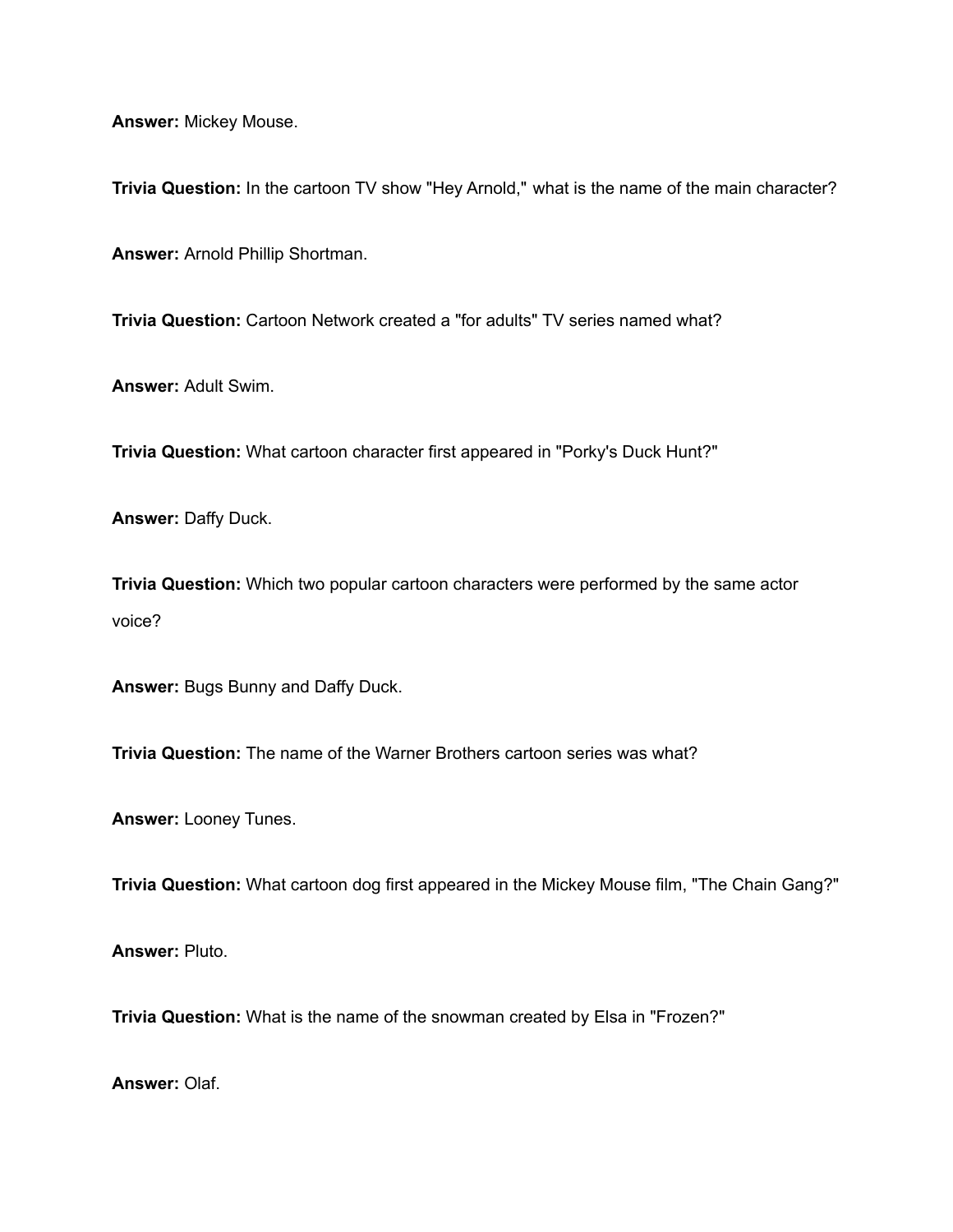**Answer:** Mickey Mouse.

**Trivia Question:** In the cartoon TV show "Hey Arnold," what is the name of the main character?

**Answer:** Arnold Phillip Shortman.

**Trivia Question:** Cartoon Network created a "for adults" TV series named what?

**Answer:** Adult Swim.

**Trivia Question:** What cartoon character first appeared in "Porky's Duck Hunt?"

**Answer:** Daffy Duck.

**Trivia Question:** Which two popular cartoon characters were performed by the same actor voice?

**Answer:** Bugs Bunny and Daffy Duck.

**Trivia Question:** The name of the Warner Brothers cartoon series was what?

**Answer:** Looney Tunes.

**Trivia Question:** What cartoon dog first appeared in the Mickey Mouse film, "The Chain Gang?"

**Answer:** Pluto.

**Trivia Question:** What is the name of the snowman created by Elsa in "Frozen?"

**Answer:** Olaf.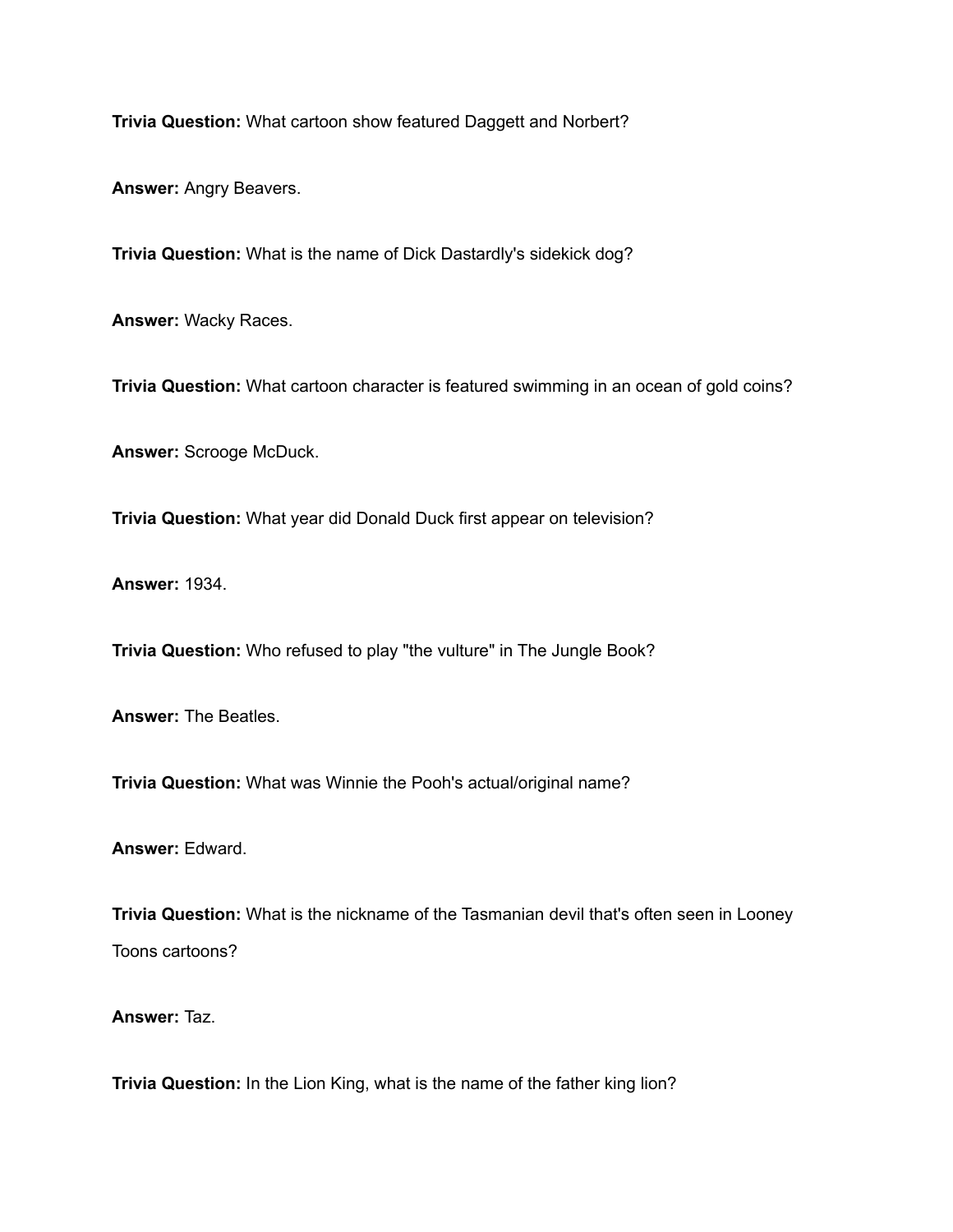**Trivia Question:** What cartoon show featured Daggett and Norbert?

**Answer:** Angry Beavers.

**Trivia Question:** What is the name of Dick Dastardly's sidekick dog?

**Answer:** Wacky Races.

**Trivia Question:** What cartoon character is featured swimming in an ocean of gold coins?

**Answer:** Scrooge McDuck.

**Trivia Question:** What year did Donald Duck first appear on television?

**Answer:** 1934.

**Trivia Question:** Who refused to play "the vulture" in The Jungle Book?

**Answer:** The Beatles.

**Trivia Question:** What was Winnie the Pooh's actual/original name?

**Answer:** Edward.

**Trivia Question:** What is the nickname of the Tasmanian devil that's often seen in Looney Toons cartoons?

**Answer:** Taz.

**Trivia Question:** In the Lion King, what is the name of the father king lion?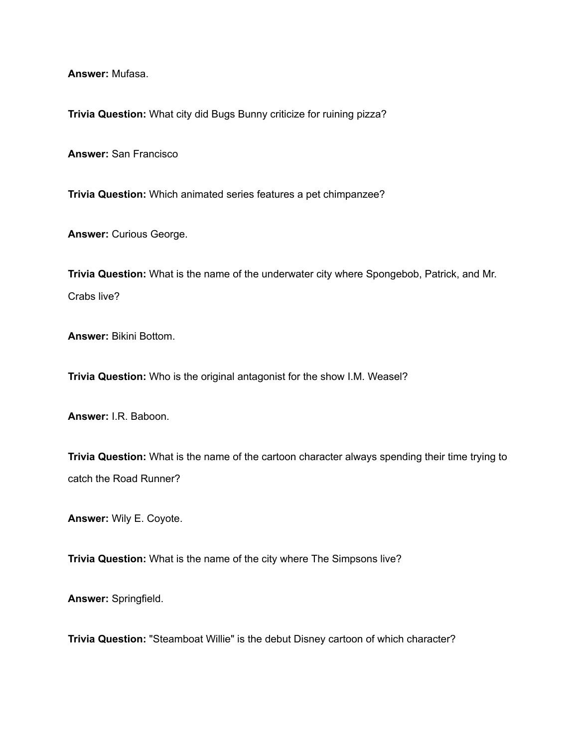**Answer:** Mufasa.

**Trivia Question:** What city did Bugs Bunny criticize for ruining pizza?

**Answer:** San Francisco

**Trivia Question:** Which animated series features a pet chimpanzee?

**Answer:** Curious George.

**Trivia Question:** What is the name of the underwater city where Spongebob, Patrick, and Mr. Crabs live?

**Answer:** Bikini Bottom.

**Trivia Question:** Who is the original antagonist for the show I.M. Weasel?

**Answer:** I.R. Baboon.

**Trivia Question:** What is the name of the cartoon character always spending their time trying to catch the Road Runner?

**Answer:** Wily E. Coyote.

**Trivia Question:** What is the name of the city where The Simpsons live?

**Answer:** Springfield.

**Trivia Question:** "Steamboat Willie" is the debut Disney cartoon of which character?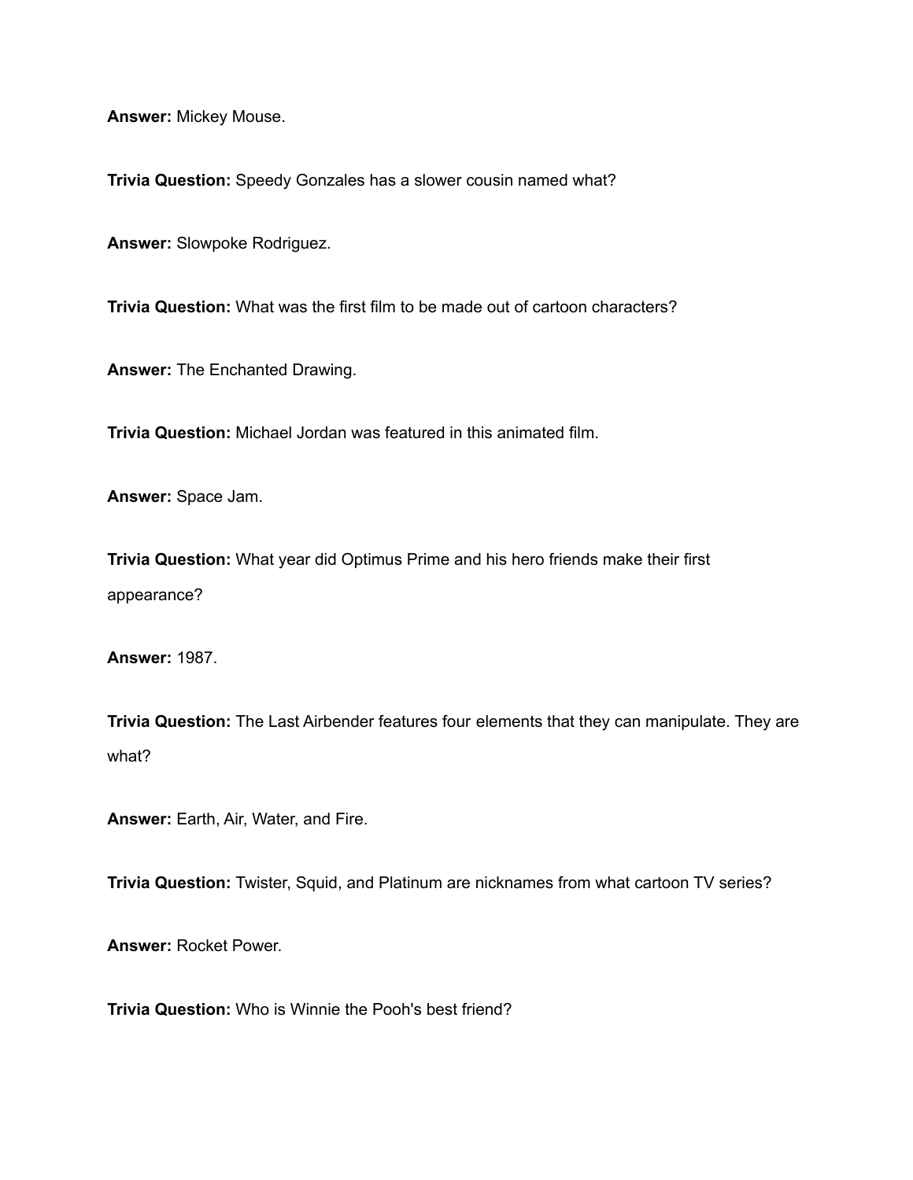**Answer:** Mickey Mouse.

**Trivia Question:** Speedy Gonzales has a slower cousin named what?

**Answer:** Slowpoke Rodriguez.

**Trivia Question:** What was the first film to be made out of cartoon characters?

**Answer:** The Enchanted Drawing.

**Trivia Question:** Michael Jordan was featured in this animated film.

**Answer:** Space Jam.

**Trivia Question:** What year did Optimus Prime and his hero friends make their first appearance?

**Answer:** 1987.

**Trivia Question:** The Last Airbender features four elements that they can manipulate. They are what?

**Answer:** Earth, Air, Water, and Fire.

**Trivia Question:** Twister, Squid, and Platinum are nicknames from what cartoon TV series?

**Answer:** Rocket Power.

**Trivia Question:** Who is Winnie the Pooh's best friend?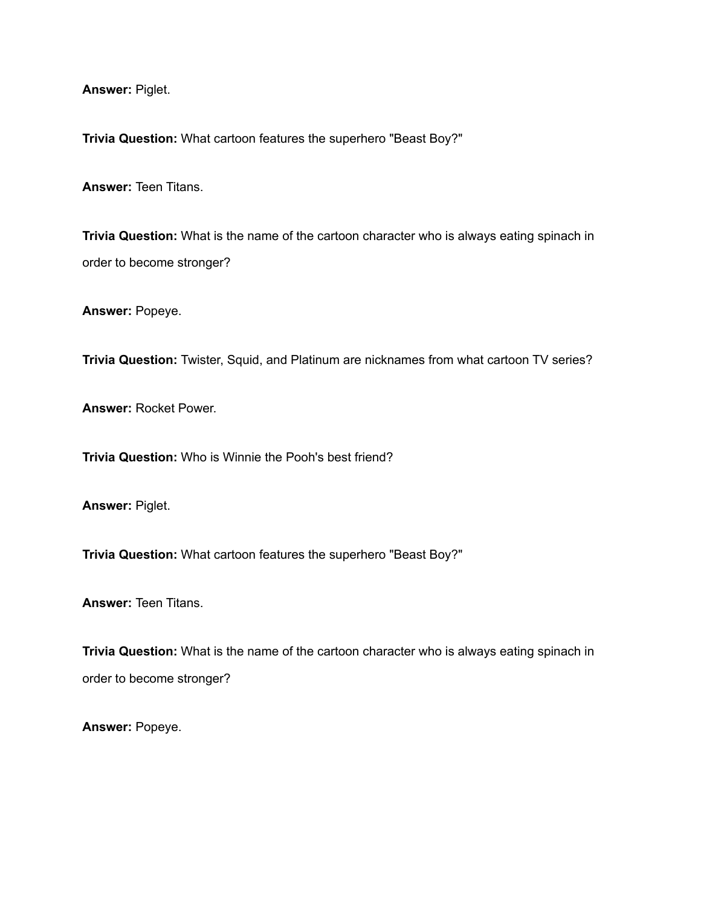**Answer:** Piglet.

**Trivia Question:** What cartoon features the superhero "Beast Boy?"

**Answer:** Teen Titans.

**Trivia Question:** What is the name of the cartoon character who is always eating spinach in order to become stronger?

**Answer:** Popeye.

**Trivia Question:** Twister, Squid, and Platinum are nicknames from what cartoon TV series?

**Answer:** Rocket Power.

**Trivia Question:** Who is Winnie the Pooh's best friend?

**Answer:** Piglet.

**Trivia Question:** What cartoon features the superhero "Beast Boy?"

**Answer:** Teen Titans.

**Trivia Question:** What is the name of the cartoon character who is always eating spinach in order to become stronger?

**Answer:** Popeye.